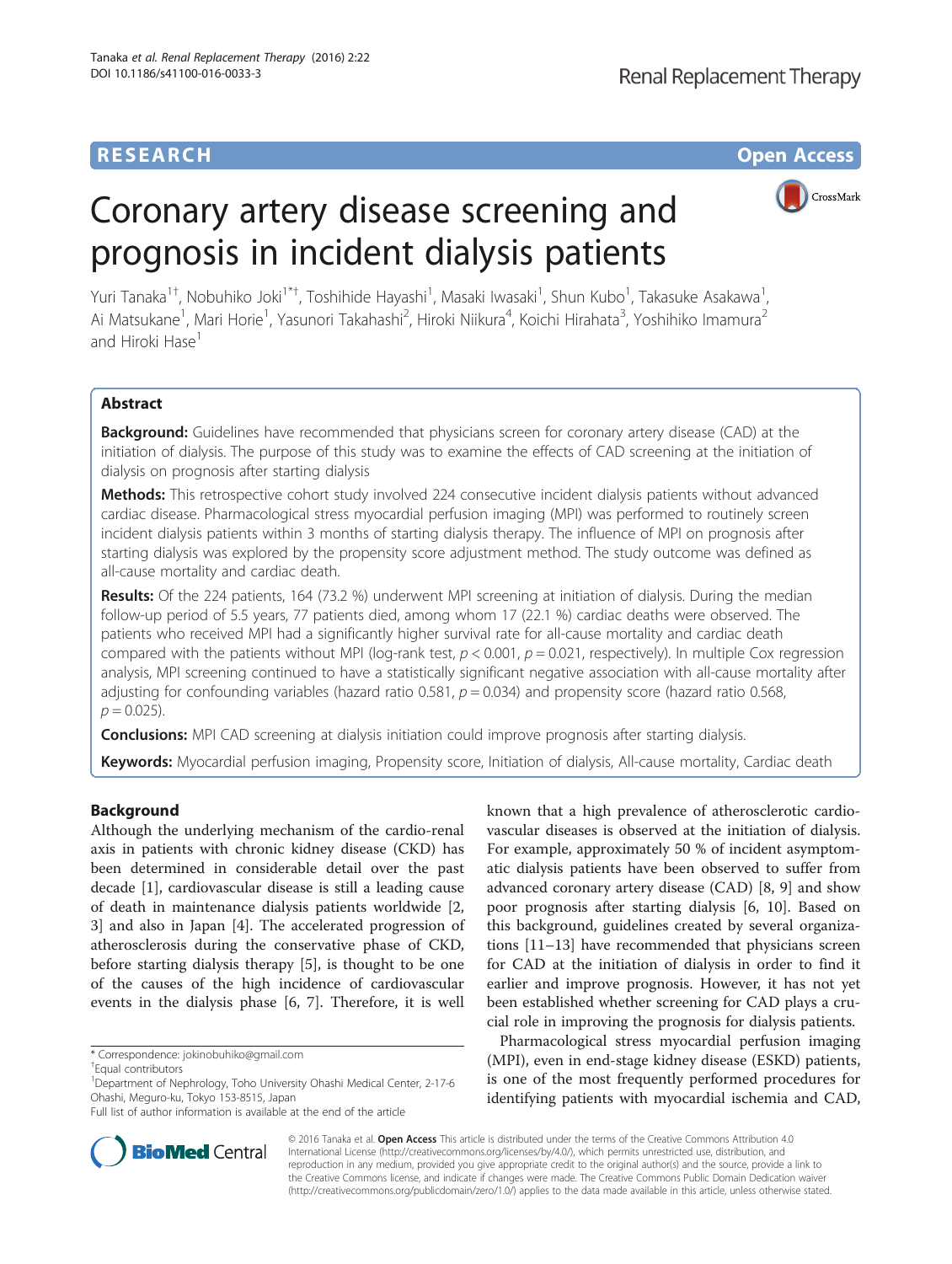RESEARCH Open Access

# Coronary artery disease screening and prognosis in incident dialysis patients

Yuri Tanaka[1†], Nobuhiko Joki[1*†], Toshihide Hayashi[1], Masaki Iwasaki[1], Shun Kubo[1], Takasuke Asakawa[1], Ai Matsukane[1], Mari Horie[1], Yasunori Takahashi[2], Hiroki Niikura[4], Koichi Hirahata[3], Yoshihiko Imamura[2] and Hiroki Hase[1]

## Abstract

**Background:** Guidelines have recommended that physicians screen for coronary artery disease (CAD) at the initiation of dialysis. The purpose of this study was to examine the effects of CAD screening at the initiation of dialysis on prognosis after starting dialysis

**Methods:** This retrospective cohort study involved 224 consecutive incident dialysis patients without advanced cardiac disease. Pharmacological stress myocardial perfusion imaging (MPI) was performed to routinely screen incident dialysis patients within 3 months of starting dialysis therapy. The influence of MPI on prognosis after starting dialysis was explored by the propensity score adjustment method. The study outcome was defined as all-cause mortality and cardiac death.

**Results:** Of the 224 patients, 164 (73.2 %) underwent MPI screening at initiation of dialysis. During the median follow-up period of 5.5 years, 77 patients died, among whom 17 (22.1 %) cardiac deaths were observed. The patients who received MPI had a significantly higher survival rate for all-cause mortality and cardiac death compared with the patients without MPI (log-rank test, $p < 0.001$, $p = 0.021$, respectively). In multiple Cox regression analysis, MPI screening continued to have a statistically significant negative association with all-cause mortality after adjusting for confounding variables (hazard ratio 0.581, $p = 0.034$) and propensity score (hazard ratio 0.568, $p = 0.025$).

**Conclusions:** MPI CAD screening at dialysis initiation could improve prognosis after starting dialysis.

**Keywords:** Myocardial perfusion imaging, Propensity score, Initiation of dialysis, All-cause mortality, Cardiac death

## Background

Although the underlying mechanism of the cardio-renal axis in patients with chronic kidney disease (CKD) has been determined in considerable detail over the past decade [1], cardiovascular disease is still a leading cause of death in maintenance dialysis patients worldwide [2, 3] and also in Japan [4]. The accelerated progression of atherosclerosis during the conservative phase of CKD, before starting dialysis therapy [5], is thought to be one of the causes of the high incidence of cardiovascular events in the dialysis phase [6, 7]. Therefore, it is well known that a high prevalence of atherosclerotic cardiovascular diseases is observed at the initiation of dialysis. For example, approximately 50 % of incident asymptomatic dialysis patients have been observed to suffer from advanced coronary artery disease (CAD) [8, 9] and show poor prognosis after starting dialysis [6, 10]. Based on this background, guidelines created by several organizations [11–13] have recommended that physicians screen for CAD at the initiation of dialysis in order to find it earlier and improve prognosis. However, it has not yet been established whether screening for CAD plays a crucial role in improving the prognosis for dialysis patients.

Pharmacological stress myocardial perfusion imaging (MPI), even in end-stage kidney disease (ESKD) patients, is one of the most frequently performed procedures for identifying patients with myocardial ischemia and CAD,

\* Correspondence: jokinobuhiko@gmail.com

†Equal contributors

[1]Department of Nephrology, Toho University Ohashi Medical Center, 2-17-6 Ohashi, Meguro-ku, Tokyo 153-8515, Japan

Full list of author information is available at the end of the article

© 2016 Tanaka et al. **Open Access** This article is distributed under the terms of the Creative Commons Attribution 4.0 International License (http://creativecommons.org/licenses/by/4.0/), which permits unrestricted use, distribution, and reproduction in any medium, provided you give appropriate credit to the original author(s) and the source, provide a link to the Creative Commons license, and indicate if changes were made. The Creative Commons Public Domain Dedication waiver (http://creativecommons.org/publicdomain/zero/1.0/) applies to the data made available in this article, unless otherwise stated.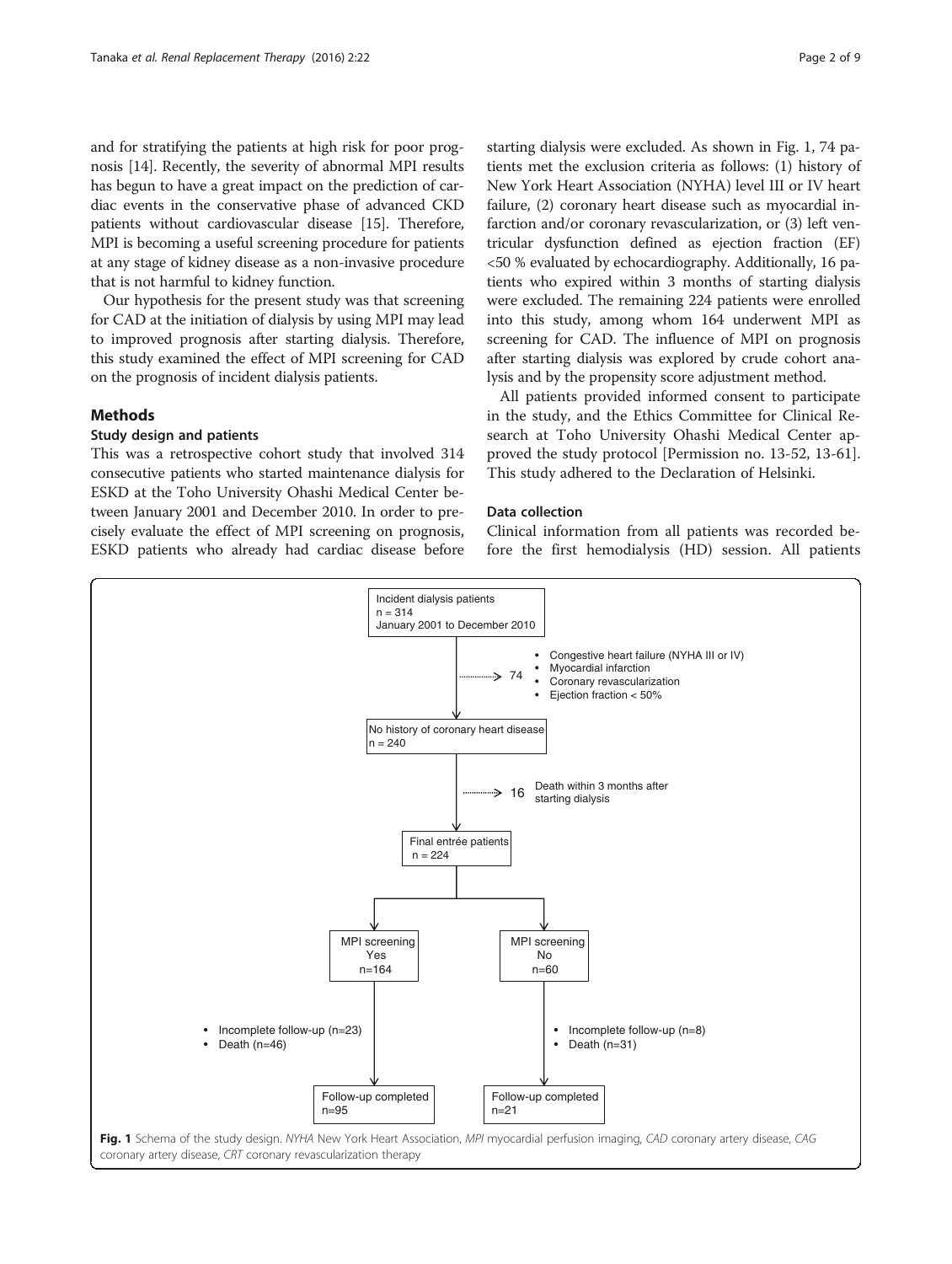and for stratifying the patients at high risk for poor prognosis [14]. Recently, the severity of abnormal MPI results has begun to have a great impact on the prediction of cardiac events in the conservative phase of advanced CKD patients without cardiovascular disease [15]. Therefore, MPI is becoming a useful screening procedure for patients at any stage of kidney disease as a non-invasive procedure that is not harmful to kidney function.

Our hypothesis for the present study was that screening for CAD at the initiation of dialysis by using MPI may lead to improved prognosis after starting dialysis. Therefore, this study examined the effect of MPI screening for CAD on the prognosis of incident dialysis patients.

## Methods

### Study design and patients

This was a retrospective cohort study that involved 314 consecutive patients who started maintenance dialysis for ESKD at the Toho University Ohashi Medical Center between January 2001 and December 2010. In order to precisely evaluate the effect of MPI screening on prognosis, ESKD patients who already had cardiac disease before starting dialysis were excluded. As shown in Fig. 1, 74 patients met the exclusion criteria as follows: (1) history of New York Heart Association (NYHA) level III or IV heart failure, (2) coronary heart disease such as myocardial infarction and/or coronary revascularization, or (3) left ventricular dysfunction defined as ejection fraction (EF) <50 % evaluated by echocardiography. Additionally, 16 patients who expired within 3 months of starting dialysis were excluded. The remaining 224 patients were enrolled into this study, among whom 164 underwent MPI as screening for CAD. The influence of MPI on prognosis after starting dialysis was explored by crude cohort analysis and by the propensity score adjustment method.

All patients provided informed consent to participate in the study, and the Ethics Committee for Clinical Research at Toho University Ohashi Medical Center approved the study protocol [Permission no. 13-52, 13-61]. This study adhered to the Declaration of Helsinki.

### Data collection

Clinical information from all patients was recorded before the first hemodialysis (HD) session. All patients

Incident dialysis patients
n = 314
January 2001 to December 2010

→ 74
- Congestive heart failure (NYHA III or IV)
- Myocardial infarction
- Coronary revascularization
- Ejection fraction < 50%

No history of coronary heart disease
n = 240

→ 16 Death within 3 months after starting dialysis

Final entrée patients
n = 224

MPI screening Yes n=164
- Incomplete follow-up (n=23)
- Death (n=46)

Follow-up completed n=95

MPI screening No n=60
- Incomplete follow-up (n=8)
- Death (n=31)

Follow-up completed n=21

**Fig. 1** Schema of the study design. *NYHA* New York Heart Association, *MPI* myocardial perfusion imaging, *CAD* coronary artery disease, *CAG* coronary artery disease, *CRT* coronary revascularization therapy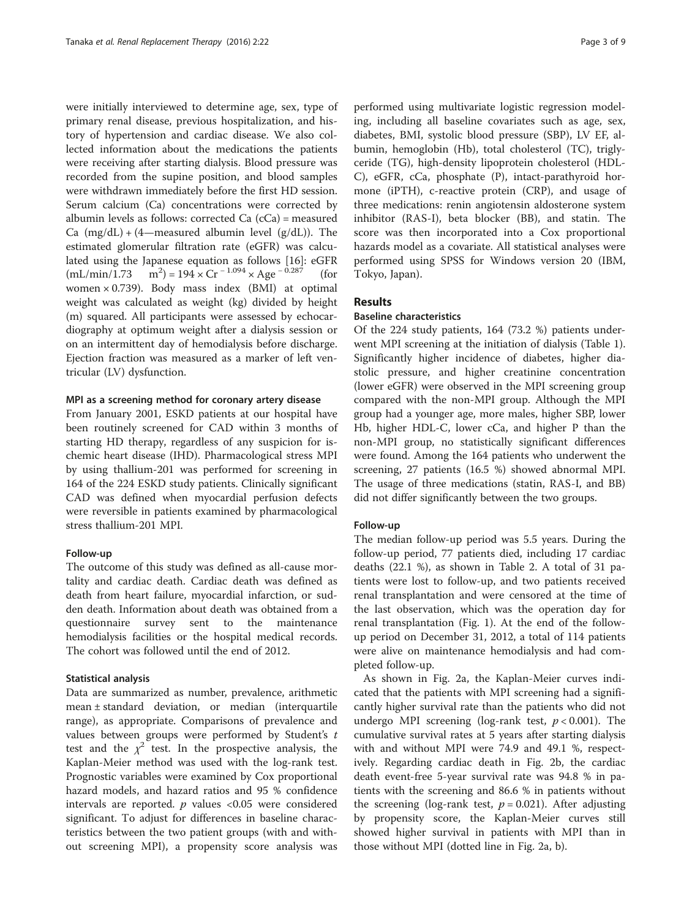were initially interviewed to determine age, sex, type of primary renal disease, previous hospitalization, and history of hypertension and cardiac disease. We also collected information about the medications the patients were receiving after starting dialysis. Blood pressure was recorded from the supine position, and blood samples were withdrawn immediately before the first HD session. Serum calcium (Ca) concentrations were corrected by albumin levels as follows: corrected Ca (cCa) = measured Ca (mg/dL) + (4—measured albumin level (g/dL)). The estimated glomerular filtration rate (eGFR) was calculated using the Japanese equation as follows [16]: eGFR (mL/min/1.73 $m^2$) = $194 \times Cr^{-1.094} \times Age^{-0.287}$ (for women × 0.739). Body mass index (BMI) at optimal weight was calculated as weight (kg) divided by height (m) squared. All participants were assessed by echocardiography at optimum weight after a dialysis session or on an intermittent day of hemodialysis before discharge. Ejection fraction was measured as a marker of left ventricular (LV) dysfunction.

#### MPI as a screening method for coronary artery disease

From January 2001, ESKD patients at our hospital have been routinely screened for CAD within 3 months of starting HD therapy, regardless of any suspicion for ischemic heart disease (IHD). Pharmacological stress MPI by using thallium-201 was performed for screening in 164 of the 224 ESKD study patients. Clinically significant CAD was defined when myocardial perfusion defects were reversible in patients examined by pharmacological stress thallium-201 MPI.

#### Follow-up

The outcome of this study was defined as all-cause mortality and cardiac death. Cardiac death was defined as death from heart failure, myocardial infarction, or sudden death. Information about death was obtained from a questionnaire survey sent to the maintenance hemodialysis facilities or the hospital medical records. The cohort was followed until the end of 2012.

#### Statistical analysis

Data are summarized as number, prevalence, arithmetic mean ± standard deviation, or median (interquartile range), as appropriate. Comparisons of prevalence and values between groups were performed by Student's $t$ test and the $\chi^2$ test. In the prospective analysis, the Kaplan-Meier method was used with the log-rank test. Prognostic variables were examined by Cox proportional hazard models, and hazard ratios and 95 % confidence intervals are reported. $p$ values <0.05 were considered significant. To adjust for differences in baseline characteristics between the two patient groups (with and without screening MPI), a propensity score analysis was performed using multivariate logistic regression modeling, including all baseline covariates such as age, sex, diabetes, BMI, systolic blood pressure (SBP), LV EF, albumin, hemoglobin (Hb), total cholesterol (TC), triglyceride (TG), high-density lipoprotein cholesterol (HDL-C), eGFR, cCa, phosphate (P), intact-parathyroid hormone (iPTH), c-reactive protein (CRP), and usage of three medications: renin angiotensin aldosterone system inhibitor (RAS-I), beta blocker (BB), and statin. The score was then incorporated into a Cox proportional hazards model as a covariate. All statistical analyses were performed using SPSS for Windows version 20 (IBM, Tokyo, Japan).

## Results

#### Baseline characteristics

Of the 224 study patients, 164 (73.2 %) patients underwent MPI screening at the initiation of dialysis (Table 1). Significantly higher incidence of diabetes, higher diastolic pressure, and higher creatinine concentration (lower eGFR) were observed in the MPI screening group compared with the non-MPI group. Although the MPI group had a younger age, more males, higher SBP, lower Hb, higher HDL-C, lower cCa, and higher P than the non-MPI group, no statistically significant differences were found. Among the 164 patients who underwent the screening, 27 patients (16.5 %) showed abnormal MPI. The usage of three medications (statin, RAS-I, and BB) did not differ significantly between the two groups.

#### Follow-up

The median follow-up period was 5.5 years. During the follow-up period, 77 patients died, including 17 cardiac deaths (22.1 %), as shown in Table 2. A total of 31 patients were lost to follow-up, and two patients received renal transplantation and were censored at the time of the last observation, which was the operation day for renal transplantation (Fig. 1). At the end of the follow-up period on December 31, 2012, a total of 114 patients were alive on maintenance hemodialysis and had completed follow-up.

As shown in Fig. 2a, the Kaplan-Meier curves indicated that the patients with MPI screening had a significantly higher survival rate than the patients who did not undergo MPI screening (log-rank test, $p < 0.001$). The cumulative survival rates at 5 years after starting dialysis with and without MPI were 74.9 and 49.1 %, respectively. Regarding cardiac death in Fig. 2b, the cardiac death event-free 5-year survival rate was 94.8 % in patients with the screening and 86.6 % in patients without the screening (log-rank test, $p = 0.021$). After adjusting by propensity score, the Kaplan-Meier curves still showed higher survival in patients with MPI than in those without MPI (dotted line in Fig. 2a, b).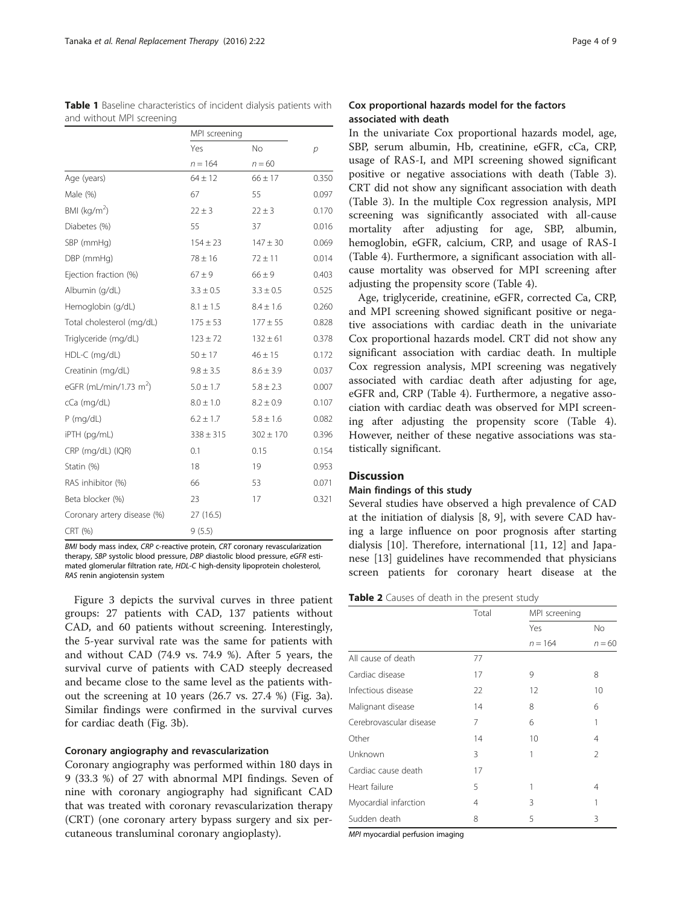**Table 1** Baseline characteristics of incident dialysis patients with and without MPI screening

| | MPI screening | | |
|---|---|---|---|
| | Yes | No | p |
| | n = 164 | n = 60 | |
| Age (years) | 64 ± 12 | 66 ± 17 | 0.350 |
| Male (%) | 67 | 55 | 0.097 |
| BMI (kg/m$^2$) | 22 ± 3 | 22 ± 3 | 0.170 |
| Diabetes (%) | 55 | 37 | 0.016 |
| SBP (mmHg) | 154 ± 23 | 147 ± 30 | 0.069 |
| DBP (mmHg) | 78 ± 16 | 72 ± 11 | 0.014 |
| Ejection fraction (%) | 67 ± 9 | 66 ± 9 | 0.403 |
| Albumin (g/dL) | 3.3 ± 0.5 | 3.3 ± 0.5 | 0.525 |
| Hemoglobin (g/dL) | 8.1 ± 1.5 | 8.4 ± 1.6 | 0.260 |
| Total cholesterol (mg/dL) | 175 ± 53 | 177 ± 55 | 0.828 |
| Triglyceride (mg/dL) | 123 ± 72 | 132 ± 61 | 0.378 |
| HDL-C (mg/dL) | 50 ± 17 | 46 ± 15 | 0.172 |
| Creatinin (mg/dL) | 9.8 ± 3.5 | 8.6 ± 3.9 | 0.037 |
| eGFR (mL/min/1.73 m$^2$) | 5.0 ± 1.7 | 5.8 ± 2.3 | 0.007 |
| cCa (mg/dL) | 8.0 ± 1.0 | 8.2 ± 0.9 | 0.107 |
| P (mg/dL) | 6.2 ± 1.7 | 5.8 ± 1.6 | 0.082 |
| iPTH (pg/mL) | 338 ± 315 | 302 ± 170 | 0.396 |
| CRP (mg/dL) (IQR) | 0.1 | 0.15 | 0.154 |
| Statin (%) | 18 | 19 | 0.953 |
| RAS inhibitor (%) | 66 | 53 | 0.071 |
| Beta blocker (%) | 23 | 17 | 0.321 |
| Coronary artery disease (%) | 27 (16.5) | | |
| CRT (%) | 9 (5.5) | | |

*BMI* body mass index, *CRP* c-reactive protein, *CRT* coronary revascularization therapy, *SBP* systolic blood pressure, *DBP* diastolic blood pressure, *eGFR* estimated glomerular filtration rate, *HDL-C* high-density lipoprotein cholesterol, *RAS* renin angiotensin system

Figure 3 depicts the survival curves in three patient groups: 27 patients with CAD, 137 patients without CAD, and 60 patients without screening. Interestingly, the 5-year survival rate was the same for patients with and without CAD (74.9 vs. 74.9 %). After 5 years, the survival curve of patients with CAD steeply decreased and became close to the same level as the patients without the screening at 10 years (26.7 vs. 27.4 %) (Fig. 3a). Similar findings were confirmed in the survival curves for cardiac death (Fig. 3b).

### Coronary angiography and revascularization

Coronary angiography was performed within 180 days in 9 (33.3 %) of 27 with abnormal MPI findings. Seven of nine with coronary angiography had significant CAD that was treated with coronary revascularization therapy (CRT) (one coronary artery bypass surgery and six percutaneous transluminal coronary angioplasty).

### Cox proportional hazards model for the factors associated with death

In the univariate Cox proportional hazards model, age, SBP, serum albumin, Hb, creatinine, eGFR, cCa, CRP, usage of RAS-I, and MPI screening showed significant positive or negative associations with death (Table 3). CRT did not show any significant association with death (Table 3). In the multiple Cox regression analysis, MPI screening was significantly associated with all-cause mortality after adjusting for age, SBP, albumin, hemoglobin, eGFR, calcium, CRP, and usage of RAS-I (Table 4). Furthermore, a significant association with all-cause mortality was observed for MPI screening after adjusting the propensity score (Table 4).

Age, triglyceride, creatinine, eGFR, corrected Ca, CRP, and MPI screening showed significant positive or negative associations with cardiac death in the univariate Cox proportional hazards model. CRT did not show any significant association with cardiac death. In multiple Cox regression analysis, MPI screening was negatively associated with cardiac death after adjusting for age, eGFR and, CRP (Table 4). Furthermore, a negative association with cardiac death was observed for MPI screening after adjusting the propensity score (Table 4). However, neither of these negative associations was statistically significant.

## Discussion

### Main findings of this study

Several studies have observed a high prevalence of CAD at the initiation of dialysis [8, 9], with severe CAD having a large influence on poor prognosis after starting dialysis [10]. Therefore, international [11, 12] and Japanese [13] guidelines have recommended that physicians screen patients for coronary heart disease at the

**Table 2** Causes of death in the present study

| | Total | MPI screening | |
|---|---|---|---|
| | | Yes | No |
| | | n = 164 | n = 60 |
| All cause of death | 77 | | |
| Cardiac disease | 17 | 9 | 8 |
| Infectious disease | 22 | 12 | 10 |
| Malignant disease | 14 | 8 | 6 |
| Cerebrovascular disease | 7 | 6 | 1 |
| Other | 14 | 10 | 4 |
| Unknown | 3 | 1 | 2 |
| Cardiac cause death | 17 | | |
| Heart failure | 5 | 1 | 4 |
| Myocardial infarction | 4 | 3 | 1 |
| Sudden death | 8 | 5 | 3 |

*MPI* myocardial perfusion imaging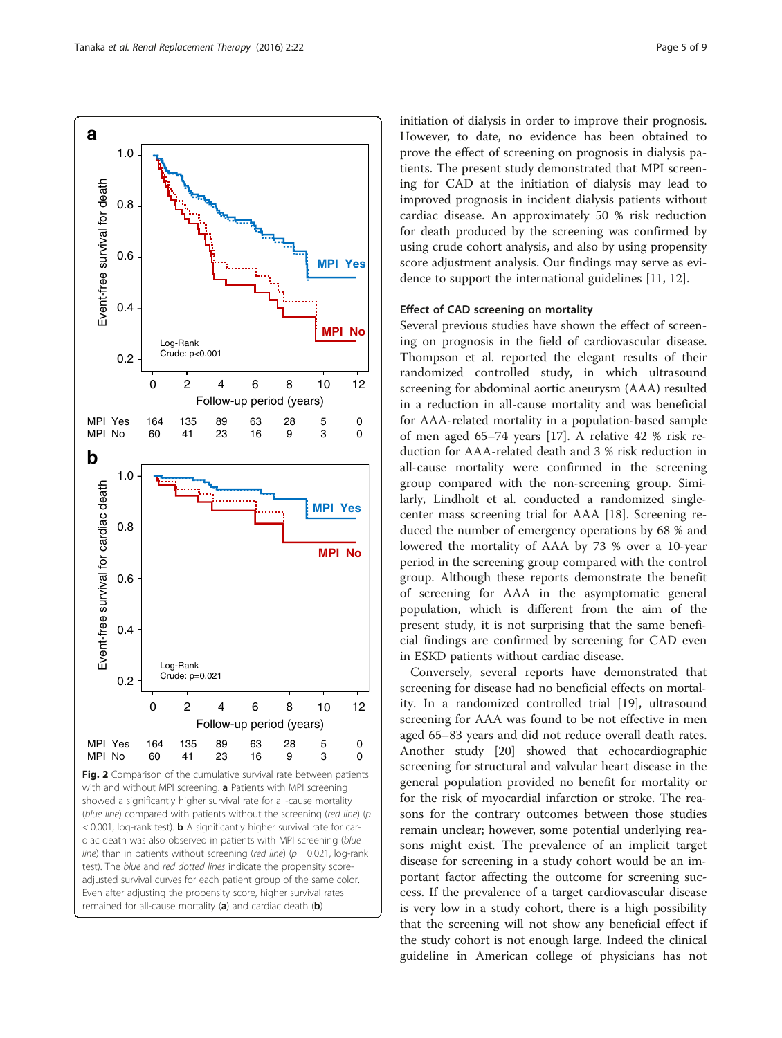Fig. 2 Comparison of the cumulative survival rate between patients with and without MPI screening. **a** Patients with MPI screening showed a significantly higher survival rate for all-cause mortality (*blue line*) compared with patients without the screening (*red line*) ($p < 0.001$, log-rank test). **b** A significantly higher survival rate for cardiac death was also observed in patients with MPI screening (*blue line*) than in patients without screening (*red line*) ($p = 0.021$, log-rank test). The *blue* and *red dotted lines* indicate the propensity score-adjusted survival curves for each patient group of the same color. Even after adjusting the propensity score, higher survival rates remained for all-cause mortality (**a**) and cardiac death (**b**)

initiation of dialysis in order to improve their prognosis. However, to date, no evidence has been obtained to prove the effect of screening on prognosis in dialysis patients. The present study demonstrated that MPI screening for CAD at the initiation of dialysis may lead to improved prognosis in incident dialysis patients without cardiac disease. An approximately 50 % risk reduction for death produced by the screening was confirmed by using crude cohort analysis, and also by using propensity score adjustment analysis. Our findings may serve as evidence to support the international guidelines [11, 12].

### Effect of CAD screening on mortality

Several previous studies have shown the effect of screening on prognosis in the field of cardiovascular disease. Thompson et al. reported the elegant results of their randomized controlled study, in which ultrasound screening for abdominal aortic aneurysm (AAA) resulted in a reduction in all-cause mortality and was beneficial for AAA-related mortality in a population-based sample of men aged 65–74 years [17]. A relative 42 % risk reduction for AAA-related death and 3 % risk reduction in all-cause mortality were confirmed in the screening group compared with the non-screening group. Similarly, Lindholt et al. conducted a randomized single-center mass screening trial for AAA [18]. Screening reduced the number of emergency operations by 68 % and lowered the mortality of AAA by 73 % over a 10-year period in the screening group compared with the control group. Although these reports demonstrate the benefit of screening for AAA in the asymptomatic general population, which is different from the aim of the present study, it is not surprising that the same beneficial findings are confirmed by screening for CAD even in ESKD patients without cardiac disease.

Conversely, several reports have demonstrated that screening for disease had no beneficial effects on mortality. In a randomized controlled trial [19], ultrasound screening for AAA was found to be not effective in men aged 65–83 years and did not reduce overall death rates. Another study [20] showed that echocardiographic screening for structural and valvular heart disease in the general population provided no benefit for mortality or for the risk of myocardial infarction or stroke. The reasons for the contrary outcomes between those studies remain unclear; however, some potential underlying reasons might exist. The prevalence of an implicit target disease for screening in a study cohort would be an important factor affecting the outcome for screening success. If the prevalence of a target cardiovascular disease is very low in a study cohort, there is a high possibility that the screening will not show any beneficial effect if the study cohort is not enough large. Indeed the clinical guideline in American college of physicians has not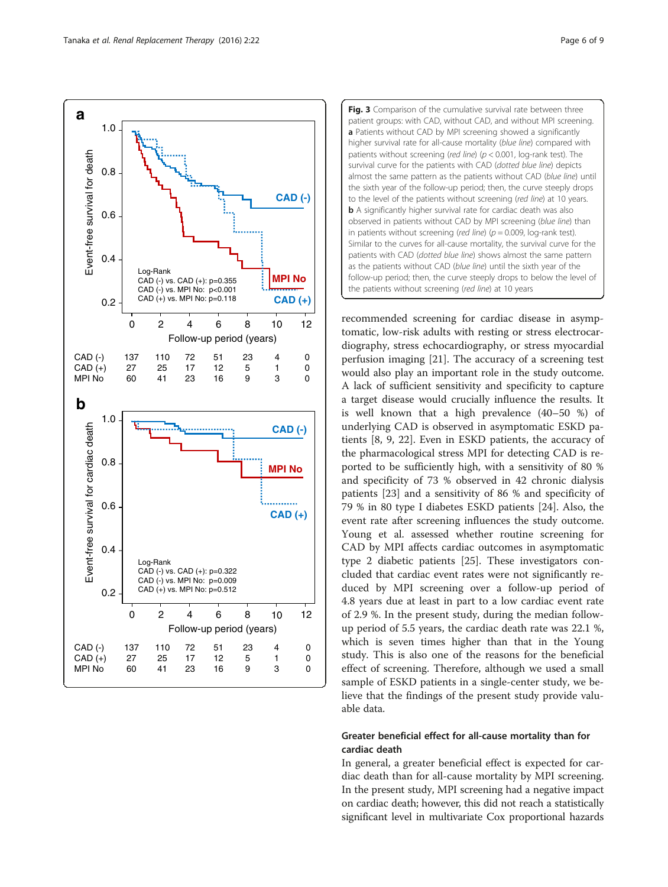**Fig. 3** Comparison of the cumulative survival rate between three patient groups: with CAD, without CAD, and without MPI screening. **a** Patients without CAD by MPI screening showed a significantly higher survival rate for all-cause mortality (*blue line*) compared with patients without screening (*red line*) ($p < 0.001$, log-rank test). The survival curve for the patients with CAD (*dotted blue line*) depicts almost the same pattern as the patients without CAD (*blue line*) until the sixth year of the follow-up period; then, the curve steeply drops to the level of the patients without screening (*red line*) at 10 years. **b** A significantly higher survival rate for cardiac death was also observed in patients without CAD by MPI screening (*blue line*) than in patients without screening (*red line*) ($p = 0.009$, log-rank test). Similar to the curves for all-cause mortality, the survival curve for the patients with CAD (*dotted blue line*) shows almost the same pattern as the patients without CAD (*blue line*) until the sixth year of the follow-up period; then, the curve steeply drops to below the level of the patients without screening (*red line*) at 10 years

recommended screening for cardiac disease in asymptomatic, low-risk adults with resting or stress electrocardiography, stress echocardiography, or stress myocardial perfusion imaging [21]. The accuracy of a screening test would also play an important role in the study outcome. A lack of sufficient sensitivity and specificity to capture a target disease would crucially influence the results. It is well known that a high prevalence (40–50 %) of underlying CAD is observed in asymptomatic ESKD patients [8, 9, 22]. Even in ESKD patients, the accuracy of the pharmacological stress MPI for detecting CAD is reported to be sufficiently high, with a sensitivity of 80 % and specificity of 73 % observed in 42 chronic dialysis patients [23] and a sensitivity of 86 % and specificity of 79 % in 80 type I diabetes ESKD patients [24]. Also, the event rate after screening influences the study outcome. Young et al. assessed whether routine screening for CAD by MPI affects cardiac outcomes in asymptomatic type 2 diabetic patients [25]. These investigators concluded that cardiac event rates were not significantly reduced by MPI screening over a follow-up period of 4.8 years due at least in part to a low cardiac event rate of 2.9 %. In the present study, during the median follow-up period of 5.5 years, the cardiac death rate was 22.1 %, which is seven times higher than that in the Young study. This is also one of the reasons for the beneficial effect of screening. Therefore, although we used a small sample of ESKD patients in a single-center study, we believe that the findings of the present study provide valuable data.

### Greater beneficial effect for all-cause mortality than for cardiac death

In general, a greater beneficial effect is expected for cardiac death than for all-cause mortality by MPI screening. In the present study, MPI screening had a negative impact on cardiac death; however, this did not reach a statistically significant level in multivariate Cox proportional hazards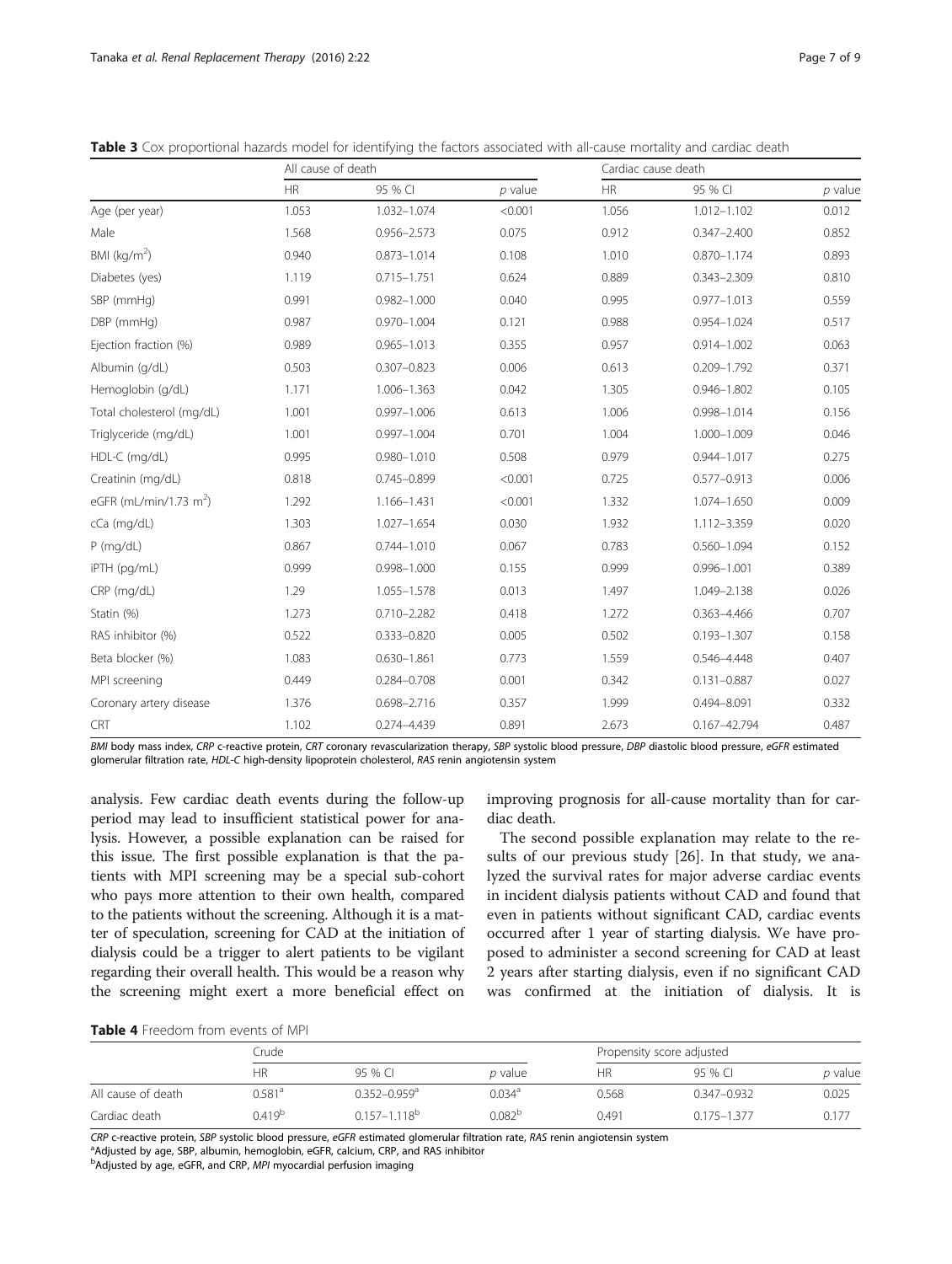**Table 3** Cox proportional hazards model for identifying the factors associated with all-cause mortality and cardiac death

| | All cause of death | | | Cardiac cause death | | |
|---|---|---|---|---|---|---|
| | HR | 95 % CI | *p* value | HR | 95 % CI | *p* value |
| Age (per year) | 1.053 | 1.032–1.074 | <0.001 | 1.056 | 1.012–1.102 | 0.012 |
| Male | 1.568 | 0.956–2.573 | 0.075 | 0.912 | 0.347–2.400 | 0.852 |
| BMI (kg/m$^2$) | 0.940 | 0.873–1.014 | 0.108 | 1.010 | 0.870–1.174 | 0.893 |
| Diabetes (yes) | 1.119 | 0.715–1.751 | 0.624 | 0.889 | 0.343–2.309 | 0.810 |
| SBP (mmHg) | 0.991 | 0.982–1.000 | 0.040 | 0.995 | 0.977–1.013 | 0.559 |
| DBP (mmHg) | 0.987 | 0.970–1.004 | 0.121 | 0.988 | 0.954–1.024 | 0.517 |
| Ejection fraction (%) | 0.989 | 0.965–1.013 | 0.355 | 0.957 | 0.914–1.002 | 0.063 |
| Albumin (g/dL) | 0.503 | 0.307–0.823 | 0.006 | 0.613 | 0.209–1.792 | 0.371 |
| Hemoglobin (g/dL) | 1.171 | 1.006–1.363 | 0.042 | 1.305 | 0.946–1.802 | 0.105 |
| Total cholesterol (mg/dL) | 1.001 | 0.997–1.006 | 0.613 | 1.006 | 0.998–1.014 | 0.156 |
| Triglyceride (mg/dL) | 1.001 | 0.997–1.004 | 0.701 | 1.004 | 1.000–1.009 | 0.046 |
| HDL-C (mg/dL) | 0.995 | 0.980–1.010 | 0.508 | 0.979 | 0.944–1.017 | 0.275 |
| Creatinin (mg/dL) | 0.818 | 0.745–0.899 | <0.001 | 0.725 | 0.577–0.913 | 0.006 |
| eGFR (mL/min/1.73 m$^2$) | 1.292 | 1.166–1.431 | <0.001 | 1.332 | 1.074–1.650 | 0.009 |
| cCa (mg/dL) | 1.303 | 1.027–1.654 | 0.030 | 1.932 | 1.112–3.359 | 0.020 |
| P (mg/dL) | 0.867 | 0.744–1.010 | 0.067 | 0.783 | 0.560–1.094 | 0.152 |
| iPTH (pg/mL) | 0.999 | 0.998–1.000 | 0.155 | 0.999 | 0.996–1.001 | 0.389 |
| CRP (mg/dL) | 1.29 | 1.055–1.578 | 0.013 | 1.497 | 1.049–2.138 | 0.026 |
| Statin (%) | 1.273 | 0.710–2.282 | 0.418 | 1.272 | 0.363–4.466 | 0.707 |
| RAS inhibitor (%) | 0.522 | 0.333–0.820 | 0.005 | 0.502 | 0.193–1.307 | 0.158 |
| Beta blocker (%) | 1.083 | 0.630–1.861 | 0.773 | 1.559 | 0.546–4.448 | 0.407 |
| MPI screening | 0.449 | 0.284–0.708 | 0.001 | 0.342 | 0.131–0.887 | 0.027 |
| Coronary artery disease | 1.376 | 0.698–2.716 | 0.357 | 1.999 | 0.494–8.091 | 0.332 |
| CRT | 1.102 | 0.274–4.439 | 0.891 | 2.673 | 0.167–42.794 | 0.487 |

*BMI* body mass index, *CRP* c-reactive protein, *CRT* coronary revascularization therapy, *SBP* systolic blood pressure, *DBP* diastolic blood pressure, *eGFR* estimated glomerular filtration rate, *HDL-C* high-density lipoprotein cholesterol, *RAS* renin angiotensin system

analysis. Few cardiac death events during the follow-up period may lead to insufficient statistical power for analysis. However, a possible explanation can be raised for this issue. The first possible explanation is that the patients with MPI screening may be a special sub-cohort who pays more attention to their own health, compared to the patients without the screening. Although it is a matter of speculation, screening for CAD at the initiation of dialysis could be a trigger to alert patients to be vigilant regarding their overall health. This would be a reason why the screening might exert a more beneficial effect on improving prognosis for all-cause mortality than for cardiac death.

The second possible explanation may relate to the results of our previous study [26]. In that study, we analyzed the survival rates for major adverse cardiac events in incident dialysis patients without CAD and found that even in patients without significant CAD, cardiac events occurred after 1 year of starting dialysis. We have proposed to administer a second screening for CAD at least 2 years after starting dialysis, even if no significant CAD was confirmed at the initiation of dialysis. It is

**Table 4** Freedom from events of MPI

| | Crude | | | Propensity score adjusted | | |
|---|---|---|---|---|---|---|
| | HR | 95 % CI | *p* value | HR | 95 % CI | *p* value |
| All cause of death | 0.581[a] | 0.352–0.959[a] | 0.034[a] | 0.568 | 0.347–0.932 | 0.025 |
| Cardiac death | 0.419[b] | 0.157–1.118[b] | 0.082[b] | 0.491 | 0.175–1.377 | 0.177 |

*CRP* c-reactive protein, *SBP* systolic blood pressure, *eGFR* estimated glomerular filtration rate, *RAS* renin angiotensin system

[a]Adjusted by age, SBP, albumin, hemoglobin, eGFR, calcium, CRP, and RAS inhibitor

[b]Adjusted by age, eGFR, and CRP, *MPI* myocardial perfusion imaging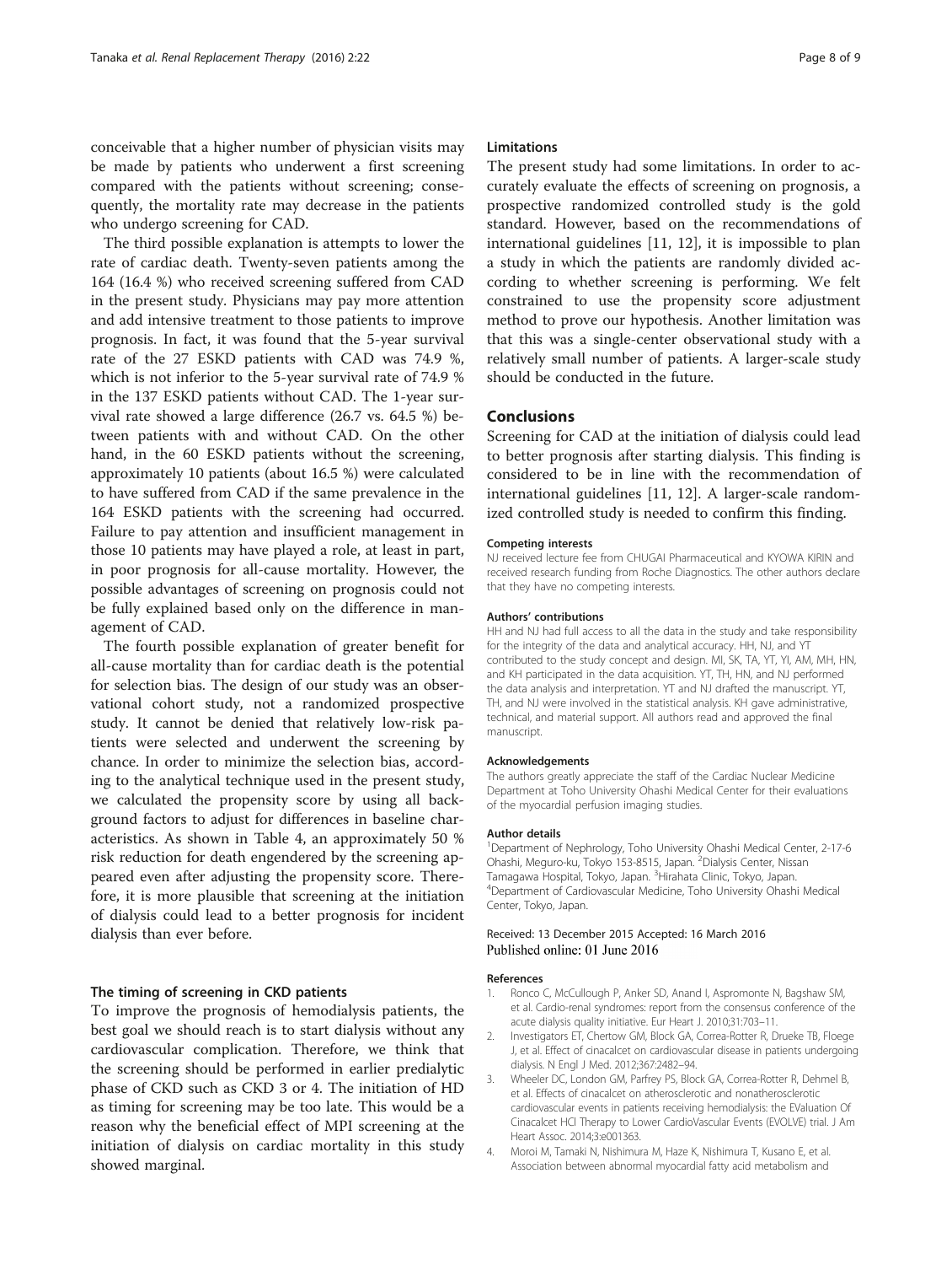conceivable that a higher number of physician visits may be made by patients who underwent a first screening compared with the patients without screening; consequently, the mortality rate may decrease in the patients who undergo screening for CAD.

The third possible explanation is attempts to lower the rate of cardiac death. Twenty-seven patients among the 164 (16.4 %) who received screening suffered from CAD in the present study. Physicians may pay more attention and add intensive treatment to those patients to improve prognosis. In fact, it was found that the 5-year survival rate of the 27 ESKD patients with CAD was 74.9 %, which is not inferior to the 5-year survival rate of 74.9 % in the 137 ESKD patients without CAD. The 1-year survival rate showed a large difference (26.7 vs. 64.5 %) between patients with and without CAD. On the other hand, in the 60 ESKD patients without the screening, approximately 10 patients (about 16.5 %) were calculated to have suffered from CAD if the same prevalence in the 164 ESKD patients with the screening had occurred. Failure to pay attention and insufficient management in those 10 patients may have played a role, at least in part, in poor prognosis for all-cause mortality. However, the possible advantages of screening on prognosis could not be fully explained based only on the difference in management of CAD.

The fourth possible explanation of greater benefit for all-cause mortality than for cardiac death is the potential for selection bias. The design of our study was an observational cohort study, not a randomized prospective study. It cannot be denied that relatively low-risk patients were selected and underwent the screening by chance. In order to minimize the selection bias, according to the analytical technique used in the present study, we calculated the propensity score by using all background factors to adjust for differences in baseline characteristics. As shown in Table 4, an approximately 50 % risk reduction for death engendered by the screening appeared even after adjusting the propensity score. Therefore, it is more plausible that screening at the initiation of dialysis could lead to a better prognosis for incident dialysis than ever before.

### The timing of screening in CKD patients

To improve the prognosis of hemodialysis patients, the best goal we should reach is to start dialysis without any cardiovascular complication. Therefore, we think that the screening should be performed in earlier predialytic phase of CKD such as CKD 3 or 4. The initiation of HD as timing for screening may be too late. This would be a reason why the beneficial effect of MPI screening at the initiation of dialysis on cardiac mortality in this study showed marginal.

### Limitations

The present study had some limitations. In order to accurately evaluate the effects of screening on prognosis, a prospective randomized controlled study is the gold standard. However, based on the recommendations of international guidelines [11, 12], it is impossible to plan a study in which the patients are randomly divided according to whether screening is performing. We felt constrained to use the propensity score adjustment method to prove our hypothesis. Another limitation was that this was a single-center observational study with a relatively small number of patients. A larger-scale study should be conducted in the future.

## Conclusions

Screening for CAD at the initiation of dialysis could lead to better prognosis after starting dialysis. This finding is considered to be in line with the recommendation of international guidelines [11, 12]. A larger-scale randomized controlled study is needed to confirm this finding.

#### Competing interests

NJ received lecture fee from CHUGAI Pharmaceutical and KYOWA KIRIN and received research funding from Roche Diagnostics. The other authors declare that they have no competing interests.

#### Authors' contributions

HH and NJ had full access to all the data in the study and take responsibility for the integrity of the data and analytical accuracy. HH, NJ, and YT contributed to the study concept and design. MI, SK, TA, YT, YI, AM, MH, HN, and KH participated in the data acquisition. YT, TH, HN, and NJ performed the data analysis and interpretation. YT and NJ drafted the manuscript. YT, TH, and NJ were involved in the statistical analysis. KH gave administrative, technical, and material support. All authors read and approved the final manuscript.

#### Acknowledgements

The authors greatly appreciate the staff of the Cardiac Nuclear Medicine Department at Toho University Ohashi Medical Center for their evaluations of the myocardial perfusion imaging studies.

#### Author details

[1]Department of Nephrology, Toho University Ohashi Medical Center, 2-17-6 Ohashi, Meguro-ku, Tokyo 153-8515, Japan. [2]Dialysis Center, Nissan Tamagawa Hospital, Tokyo, Japan. [3]Hirahata Clinic, Tokyo, Japan. [4]Department of Cardiovascular Medicine, Toho University Ohashi Medical Center, Tokyo, Japan.

Received: 13 December 2015 Accepted: 16 March 2016
Published online: 01 June 2016

#### References

1. Ronco C, McCullough P, Anker SD, Anand I, Aspromonte N, Bagshaw SM, et al. Cardio-renal syndromes: report from the consensus conference of the acute dialysis quality initiative. Eur Heart J. 2010;31:703–11.
2. Investigators ET, Chertow GM, Block GA, Correa-Rotter R, Drueke TB, Floege J, et al. Effect of cinacalcet on cardiovascular disease in patients undergoing dialysis. N Engl J Med. 2012;367:2482–94.
3. Wheeler DC, London GM, Parfrey PS, Block GA, Correa-Rotter R, Dehmel B, et al. Effects of cinacalcet on atherosclerotic and nonatherosclerotic cardiovascular events in patients receiving hemodialysis: the EValuation Of Cinacalcet HCl Therapy to Lower CardioVascular Events (EVOLVE) trial. J Am Heart Assoc. 2014;3:e001363.
4. Moroi M, Tamaki N, Nishimura M, Haze K, Nishimura T, Kusano E, et al. Association between abnormal myocardial fatty acid metabolism and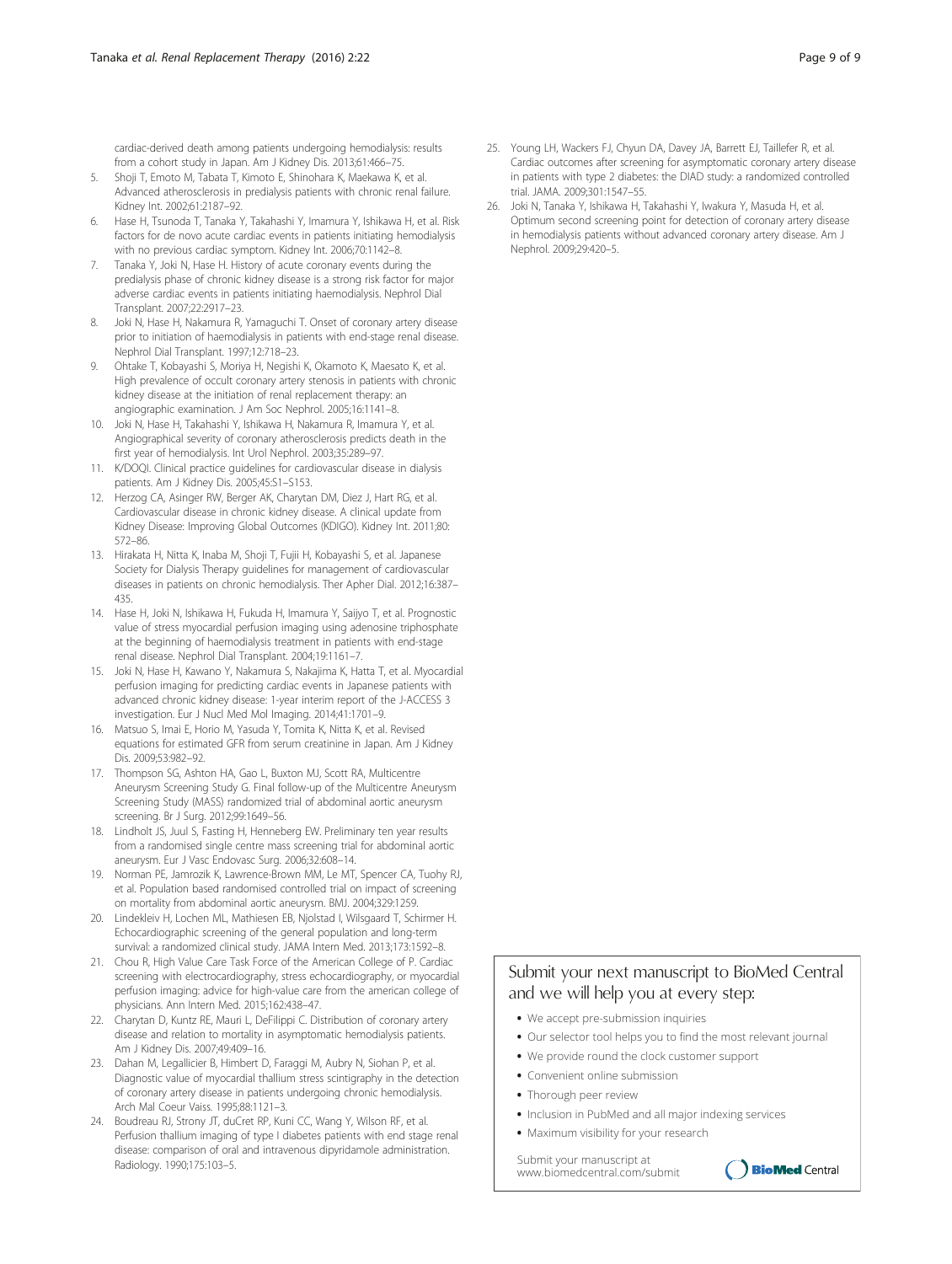cardiac-derived death among patients undergoing hemodialysis: results from a cohort study in Japan. Am J Kidney Dis. 2013;61:466–75.

5. Shoji T, Emoto M, Tabata T, Kimoto E, Shinohara K, Maekawa K, et al. Advanced atherosclerosis in predialysis patients with chronic renal failure. Kidney Int. 2002;61:2187–92.
6. Hase H, Tsunoda T, Tanaka Y, Takahashi Y, Imamura Y, Ishikawa H, et al. Risk factors for de novo acute cardiac events in patients initiating hemodialysis with no previous cardiac symptom. Kidney Int. 2006;70:1142–8.
7. Tanaka Y, Joki N, Hase H. History of acute coronary events during the predialysis phase of chronic kidney disease is a strong risk factor for major adverse cardiac events in patients initiating haemodialysis. Nephrol Dial Transplant. 2007;22:2917–23.
8. Joki N, Hase H, Nakamura R, Yamaguchi T. Onset of coronary artery disease prior to initiation of haemodialysis in patients with end-stage renal disease. Nephrol Dial Transplant. 1997;12:718–23.
9. Ohtake T, Kobayashi S, Moriya H, Negishi K, Okamoto K, Maesato K, et al. High prevalence of occult coronary artery stenosis in patients with chronic kidney disease at the initiation of renal replacement therapy: an angiographic examination. J Am Soc Nephrol. 2005;16:1141–8.
10. Joki N, Hase H, Takahashi Y, Ishikawa H, Nakamura R, Imamura Y, et al. Angiographical severity of coronary atherosclerosis predicts death in the first year of hemodialysis. Int Urol Nephrol. 2003;35:289–97.
11. K/DOQI. Clinical practice guidelines for cardiovascular disease in dialysis patients. Am J Kidney Dis. 2005;45:S1–S153.
12. Herzog CA, Asinger RW, Berger AK, Charytan DM, Diez J, Hart RG, et al. Cardiovascular disease in chronic kidney disease. A clinical update from Kidney Disease: Improving Global Outcomes (KDIGO). Kidney Int. 2011;80:572–86.
13. Hirakata H, Nitta K, Inaba M, Shoji T, Fujii H, Kobayashi S, et al. Japanese Society for Dialysis Therapy guidelines for management of cardiovascular diseases in patients on chronic hemodialysis. Ther Apher Dial. 2012;16:387–435.
14. Hase H, Joki N, Ishikawa H, Fukuda H, Imamura Y, Saijyo T, et al. Prognostic value of stress myocardial perfusion imaging using adenosine triphosphate at the beginning of haemodialysis treatment in patients with end-stage renal disease. Nephrol Dial Transplant. 2004;19:1161–7.
15. Joki N, Hase H, Kawano Y, Nakamura S, Nakajima K, Hatta T, et al. Myocardial perfusion imaging for predicting cardiac events in Japanese patients with advanced chronic kidney disease: 1-year interim report of the J-ACCESS 3 investigation. Eur J Nucl Med Mol Imaging. 2014;41:1701–9.
16. Matsuo S, Imai E, Horio M, Yasuda Y, Tomita K, Nitta K, et al. Revised equations for estimated GFR from serum creatinine in Japan. Am J Kidney Dis. 2009;53:982–92.
17. Thompson SG, Ashton HA, Gao L, Buxton MJ, Scott RA, Multicentre Aneurysm Screening Study G. Final follow-up of the Multicentre Aneurysm Screening Study (MASS) randomized trial of abdominal aortic aneurysm screening. Br J Surg. 2012;99:1649–56.
18. Lindholt JS, Juul S, Fasting H, Henneberg EW. Preliminary ten year results from a randomised single centre mass screening trial for abdominal aortic aneurysm. Eur J Vasc Endovasc Surg. 2006;32:608–14.
19. Norman PE, Jamrozik K, Lawrence-Brown MM, Le MT, Spencer CA, Tuohy RJ, et al. Population based randomised controlled trial on impact of screening on mortality from abdominal aortic aneurysm. BMJ. 2004;329:1259.
20. Lindekleiv H, Lochen ML, Mathiesen EB, Njolstad I, Wilsgaard T, Schirmer H. Echocardiographic screening of the general population and long-term survival: a randomized clinical study. JAMA Intern Med. 2013;173:1592–8.
21. Chou R, High Value Care Task Force of the American College of P. Cardiac screening with electrocardiography, stress echocardiography, or myocardial perfusion imaging: advice for high-value care from the american college of physicians. Ann Intern Med. 2015;162:438–47.
22. Charytan D, Kuntz RE, Mauri L, DeFilippi C. Distribution of coronary artery disease and relation to mortality in asymptomatic hemodialysis patients. Am J Kidney Dis. 2007;49:409–16.
23. Dahan M, Legallicier B, Himbert D, Faraggi M, Aubry N, Siohan P, et al. Diagnostic value of myocardial thallium stress scintigraphy in the detection of coronary artery disease in patients undergoing chronic hemodialysis. Arch Mal Coeur Vaiss. 1995;88:1121–3.
24. Boudreau RJ, Strony JT, duCret RP, Kuni CC, Wang Y, Wilson RF, et al. Perfusion thallium imaging of type I diabetes patients with end stage renal disease: comparison of oral and intravenous dipyridamole administration. Radiology. 1990;175:103–5.
25. Young LH, Wackers FJ, Chyun DA, Davey JA, Barrett EJ, Taillefer R, et al. Cardiac outcomes after screening for asymptomatic coronary artery disease in patients with type 2 diabetes: the DIAD study: a randomized controlled trial. JAMA. 2009;301:1547–55.
26. Joki N, Tanaka Y, Ishikawa H, Takahashi Y, Iwakura Y, Masuda H, et al. Optimum second screening point for detection of coronary artery disease in hemodialysis patients without advanced coronary artery disease. Am J Nephrol. 2009;29:420–5.

Submit your next manuscript to BioMed Central and we will help you at every step:

- We accept pre-submission inquiries
- Our selector tool helps you to find the most relevant journal
- We provide round the clock customer support
- Convenient online submission
- Thorough peer review
- Inclusion in PubMed and all major indexing services
- Maximum visibility for your research

Submit your manuscript at
www.biomedcentral.com/submit

BioMed Central